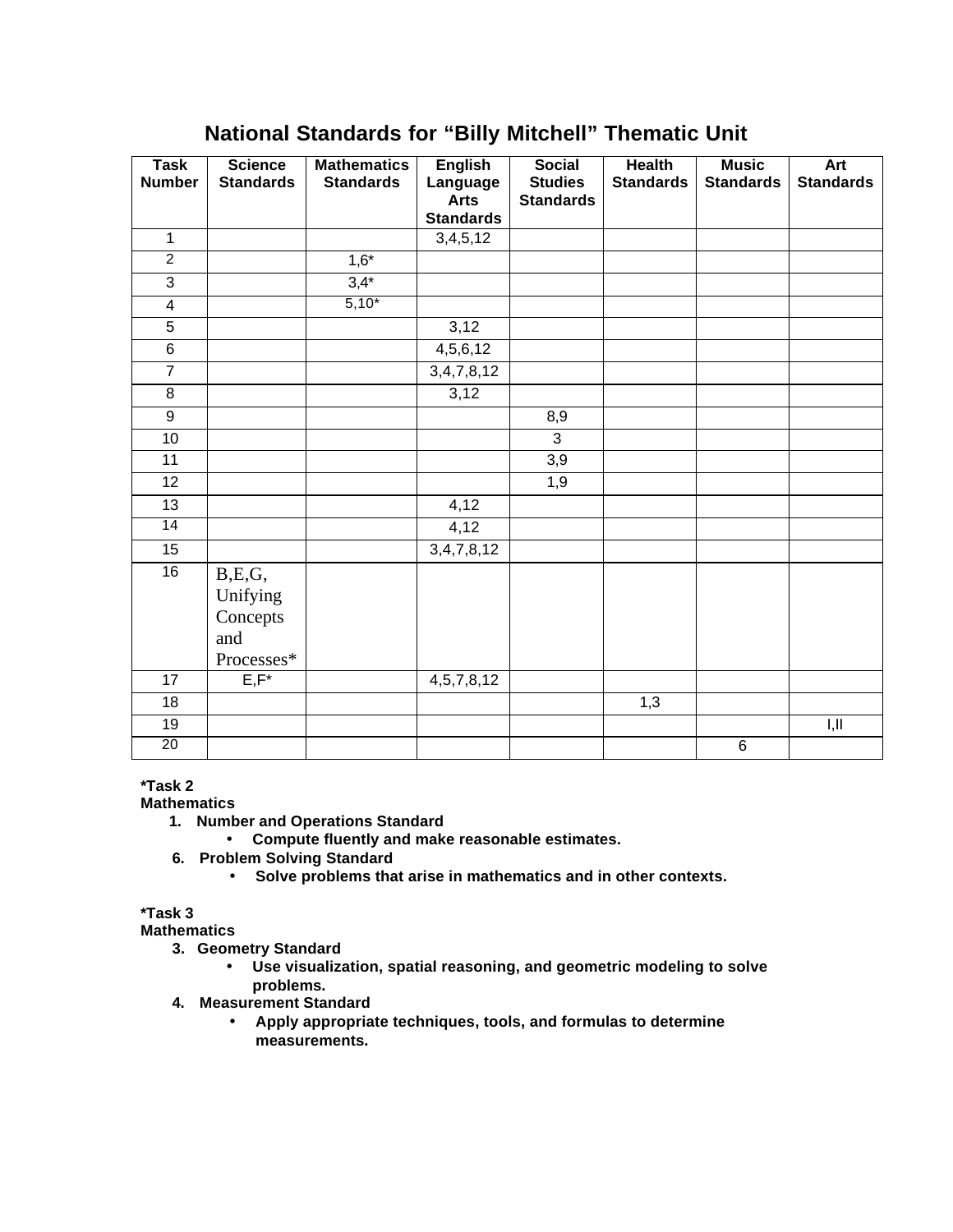# National Standards for "Billy Mitchell" Thematic Unit

| Task Number | Science Standards | Mathematics Standards | English Language Arts Standards | Social Studies Standards | Health Standards | Music Standards | Art Standards |
|---|---|---|---|---|---|---|---|
| 1 | | | 3,4,5,12 | | | | |
| 2 | | 1,6* | | | | | |
| 3 | | 3,4* | | | | | |
| 4 | | 5,10* | | | | | |
| 5 | | | 3,12 | | | | |
| 6 | | | 4,5,6,12 | | | | |
| 7 | | | 3,4,7,8,12 | | | | |
| 8 | | | 3,12 | | | | |
| 9 | | | | 8,9 | | | |
| 10 | | | | 3 | | | |
| 11 | | | | 3,9 | | | |
| 12 | | | | 1,9 | | | |
| 13 | | | 4,12 | | | | |
| 14 | | | 4,12 | | | | |
| 15 | | | 3,4,7,8,12 | | | | |
| 16 | B,E,G, Unifying Concepts and Processes* | | | | | | |
| 17 | E,F* | | 4,5,7,8,12 | | | | |
| 18 | | | | | 1,3 | | |
| 19 | | | | | | | I,II |
| 20 | | | | | | 6 | |

**\*Task 2**
**Mathematics**

1. **Number and Operations Standard**
   - **Compute fluently and make reasonable estimates.**
6. **Problem Solving Standard**
   - **Solve problems that arise in mathematics and in other contexts.**

**\*Task 3**
**Mathematics**

3. **Geometry Standard**
   - **Use visualization, spatial reasoning, and geometric modeling to solve problems.**
4. **Measurement Standard**
   - **Apply appropriate techniques, tools, and formulas to determine measurements.**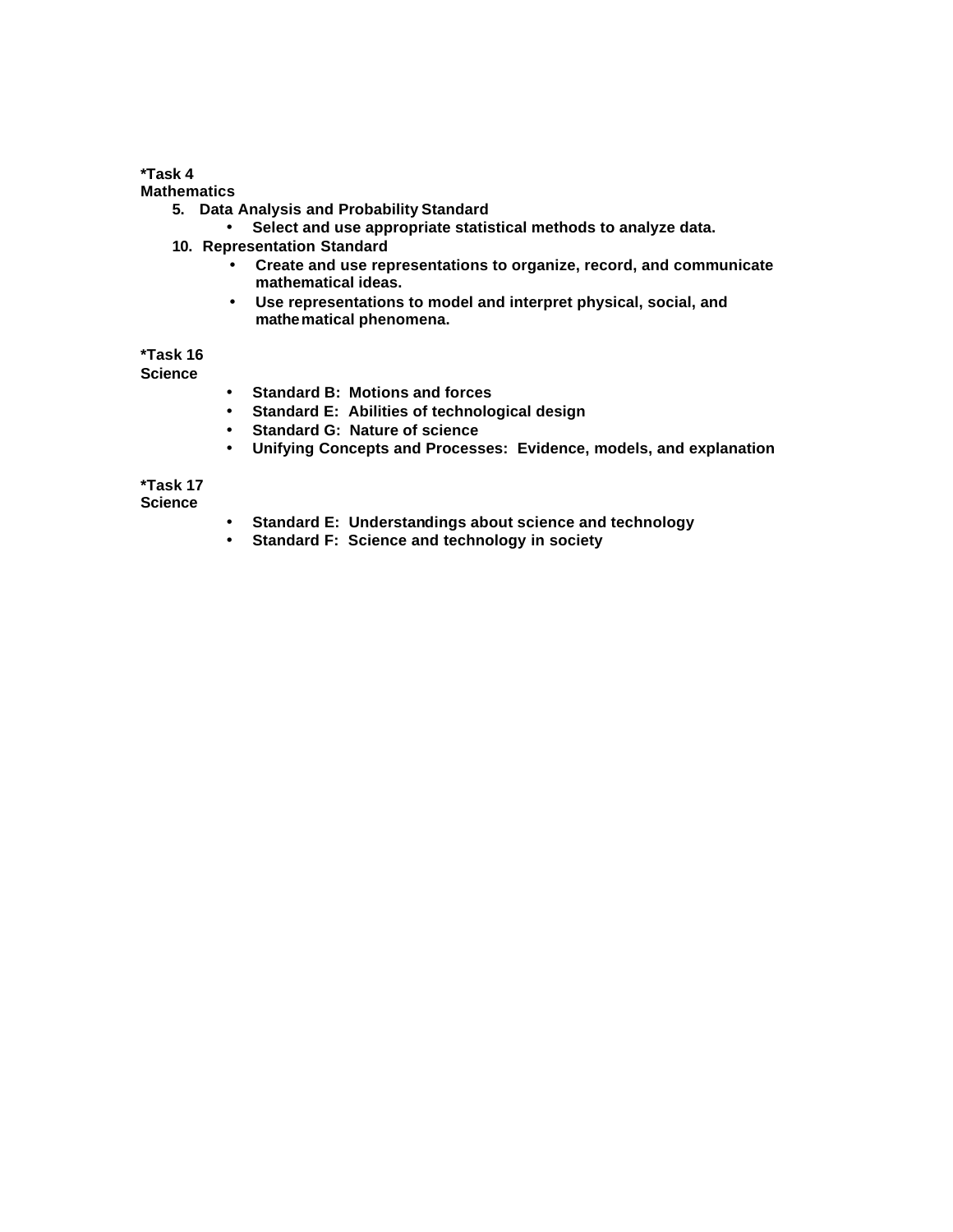**\*Task 4**
**Mathematics**

5. **Data Analysis and Probability Standard**
   - **Select and use appropriate statistical methods to analyze data.**

10. **Representation Standard**
    - **Create and use representations to organize, record, and communicate mathematical ideas.**
    - **Use representations to model and interpret physical, social, and mathematical phenomena.**

**\*Task 16**
**Science**

- **Standard B: Motions and forces**
- **Standard E: Abilities of technological design**
- **Standard G: Nature of science**
- **Unifying Concepts and Processes: Evidence, models, and explanation**

**\*Task 17**
**Science**

- **Standard E: Understandings about science and technology**
- **Standard F: Science and technology in society**